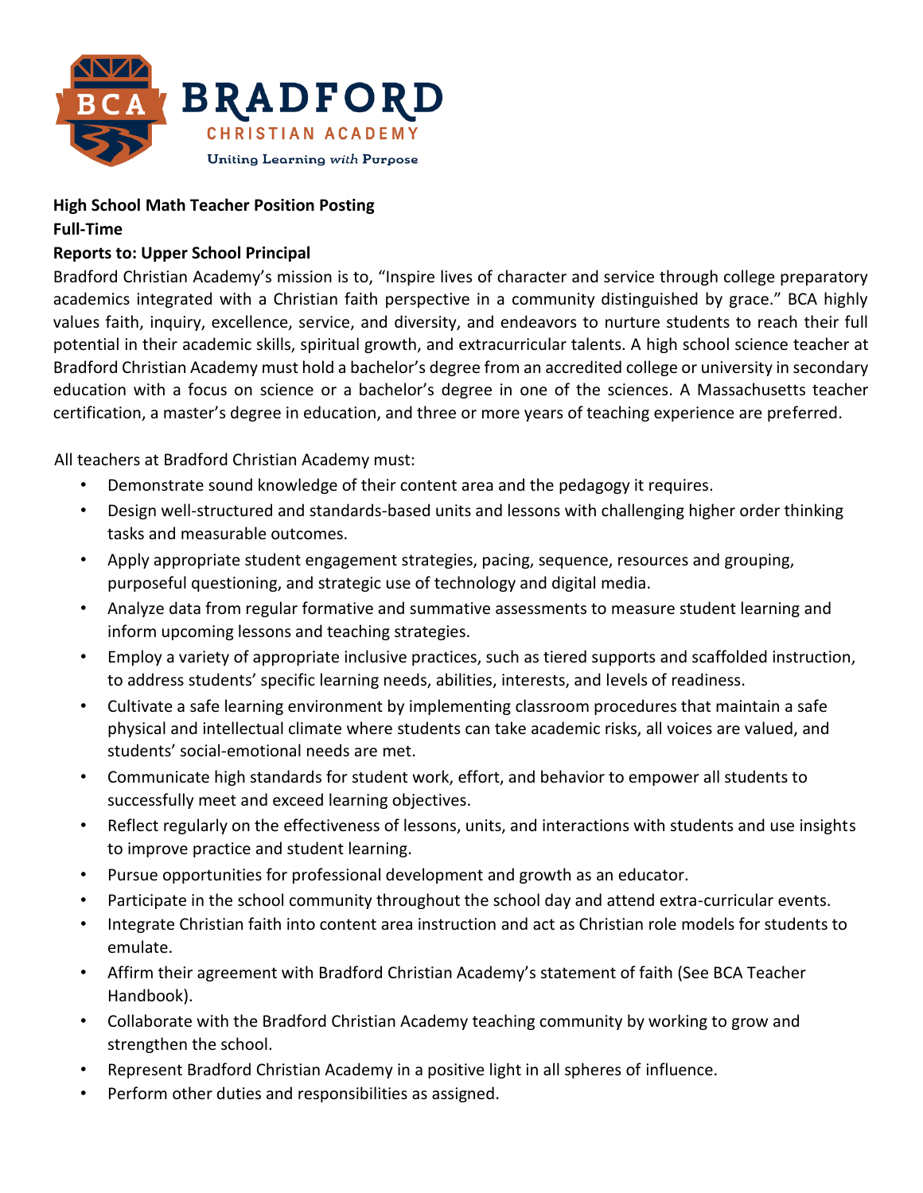**BRADFORD**
**CHRISTIAN ACADEMY**
Uniting Learning *with* Purpose

**High School Math Teacher Position Posting**
**Full-Time**
**Reports to: Upper School Principal**

Bradford Christian Academy's mission is to, "Inspire lives of character and service through college preparatory academics integrated with a Christian faith perspective in a community distinguished by grace." BCA highly values faith, inquiry, excellence, service, and diversity, and endeavors to nurture students to reach their full potential in their academic skills, spiritual growth, and extracurricular talents. A high school science teacher at Bradford Christian Academy must hold a bachelor's degree from an accredited college or university in secondary education with a focus on science or a bachelor's degree in one of the sciences. A Massachusetts teacher certification, a master's degree in education, and three or more years of teaching experience are preferred.

All teachers at Bradford Christian Academy must:

- Demonstrate sound knowledge of their content area and the pedagogy it requires.
- Design well-structured and standards-based units and lessons with challenging higher order thinking tasks and measurable outcomes.
- Apply appropriate student engagement strategies, pacing, sequence, resources and grouping, purposeful questioning, and strategic use of technology and digital media.
- Analyze data from regular formative and summative assessments to measure student learning and inform upcoming lessons and teaching strategies.
- Employ a variety of appropriate inclusive practices, such as tiered supports and scaffolded instruction, to address students' specific learning needs, abilities, interests, and levels of readiness.
- Cultivate a safe learning environment by implementing classroom procedures that maintain a safe physical and intellectual climate where students can take academic risks, all voices are valued, and students' social-emotional needs are met.
- Communicate high standards for student work, effort, and behavior to empower all students to successfully meet and exceed learning objectives.
- Reflect regularly on the effectiveness of lessons, units, and interactions with students and use insights to improve practice and student learning.
- Pursue opportunities for professional development and growth as an educator.
- Participate in the school community throughout the school day and attend extra-curricular events.
- Integrate Christian faith into content area instruction and act as Christian role models for students to emulate.
- Affirm their agreement with Bradford Christian Academy's statement of faith (See BCA Teacher Handbook).
- Collaborate with the Bradford Christian Academy teaching community by working to grow and strengthen the school.
- Represent Bradford Christian Academy in a positive light in all spheres of influence.
- Perform other duties and responsibilities as assigned.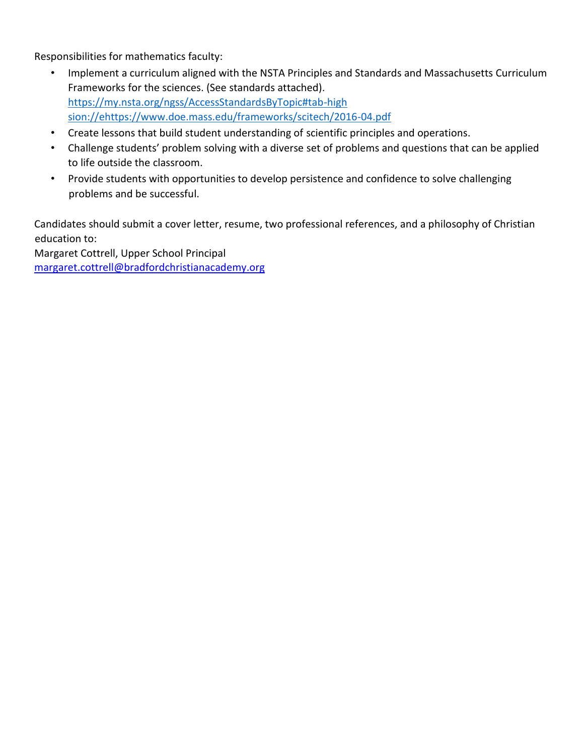Responsibilities for mathematics faculty:

- Implement a curriculum aligned with the NSTA Principles and Standards and Massachusetts Curriculum Frameworks for the sciences. (See standards attached).
  https://my.nsta.org/ngss/AccessStandardsByTopic#tab-high
  sion://ehttps://www.doe.mass.edu/frameworks/scitech/2016-04.pdf
- Create lessons that build student understanding of scientific principles and operations.
- Challenge students' problem solving with a diverse set of problems and questions that can be applied to life outside the classroom.
- Provide students with opportunities to develop persistence and confidence to solve challenging problems and be successful.

Candidates should submit a cover letter, resume, two professional references, and a philosophy of Christian education to:
Margaret Cottrell, Upper School Principal
margaret.cottrell@bradfordchristianacademy.org